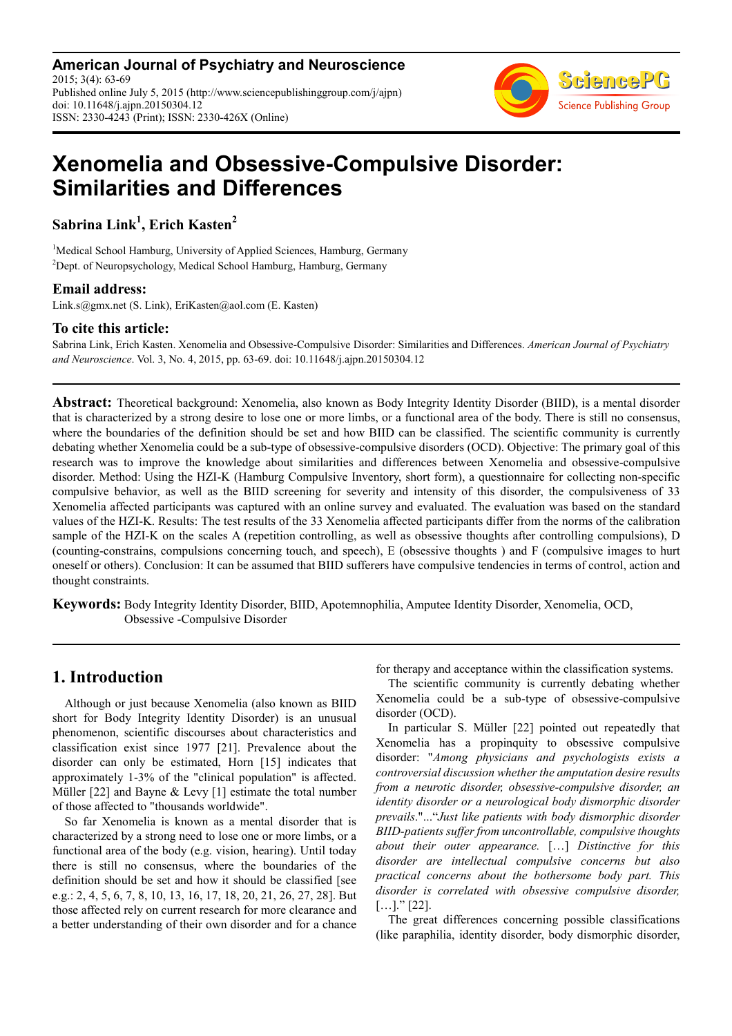**American Journal of Psychiatry and Neuroscience**
2015; 3(4): 63-69
Published online July 5, 2015 (http://www.sciencepublishinggroup.com/j/ajpn)
doi: 10.11648/j.ajpn.20150304.12
ISSN: 2330-4243 (Print); ISSN: 2330-426X (Online)

# Xenomelia and Obsessive-Compulsive Disorder: Similarities and Differences

**Sabrina Link[1], Erich Kasten[2]**

[1]Medical School Hamburg, University of Applied Sciences, Hamburg, Germany
[2]Dept. of Neuropsychology, Medical School Hamburg, Hamburg, Germany

### Email address:

Link.s@gmx.net (S. Link), EriKasten@aol.com (E. Kasten)

### To cite this article:

Sabrina Link, Erich Kasten. Xenomelia and Obsessive-Compulsive Disorder: Similarities and Differences. *American Journal of Psychiatry and Neuroscience*. Vol. 3, No. 4, 2015, pp. 63-69. doi: 10.11648/j.ajpn.20150304.12

**Abstract:** Theoretical background: Xenomelia, also known as Body Integrity Identity Disorder (BIID), is a mental disorder that is characterized by a strong desire to lose one or more limbs, or a functional area of the body. There is still no consensus, where the boundaries of the definition should be set and how BIID can be classified. The scientific community is currently debating whether Xenomelia could be a sub-type of obsessive-compulsive disorders (OCD). Objective: The primary goal of this research was to improve the knowledge about similarities and differences between Xenomelia and obsessive-compulsive disorder. Method: Using the HZI-K (Hamburg Compulsive Inventory, short form), a questionnaire for collecting non-specific compulsive behavior, as well as the BIID screening for severity and intensity of this disorder, the compulsiveness of 33 Xenomelia affected participants was captured with an online survey and evaluated. The evaluation was based on the standard values of the HZI-K. Results: The test results of the 33 Xenomelia affected participants differ from the norms of the calibration sample of the HZI-K on the scales A (repetition controlling, as well as obsessive thoughts after controlling compulsions), D (counting-constrains, compulsions concerning touch, and speech), E (obsessive thoughts ) and F (compulsive images to hurt oneself or others). Conclusion: It can be assumed that BIID sufferers have compulsive tendencies in terms of control, action and thought constraints.

**Keywords:** Body Integrity Identity Disorder, BIID, Apotemnophilia, Amputee Identity Disorder, Xenomelia, OCD, Obsessive -Compulsive Disorder

## 1. Introduction

Although or just because Xenomelia (also known as BIID short for Body Integrity Identity Disorder) is an unusual phenomenon, scientific discourses about characteristics and classification exist since 1977 [21]. Prevalence about the disorder can only be estimated, Horn [15] indicates that approximately 1-3% of the "clinical population" is affected. Müller [22] and Bayne & Levy [1] estimate the total number of those affected to "thousands worldwide".

So far Xenomelia is known as a mental disorder that is characterized by a strong need to lose one or more limbs, or a functional area of the body (e.g. vision, hearing). Until today there is still no consensus, where the boundaries of the definition should be set and how it should be classified [see e.g.: 2, 4, 5, 6, 7, 8, 10, 13, 16, 17, 18, 20, 21, 26, 27, 28]. But those affected rely on current research for more clearance and a better understanding of their own disorder and for a chance for therapy and acceptance within the classification systems.

The scientific community is currently debating whether Xenomelia could be a sub-type of obsessive-compulsive disorder (OCD).

In particular S. Müller [22] pointed out repeatedly that Xenomelia has a propinquity to obsessive compulsive disorder: "*Among physicians and psychologists exists a controversial discussion whether the amputation desire results from a neurotic disorder, obsessive-compulsive disorder, an identity disorder or a neurological body dismorphic disorder prevails*."..."*Just like patients with body dismorphic disorder BIID-patients suffer from uncontrollable, compulsive thoughts about their outer appearance.* […] *Distinctive for this disorder are intellectual compulsive concerns but also practical concerns about the bothersome body part. This disorder is correlated with obsessive compulsive disorder,* […]." [22].

The great differences concerning possible classifications (like paraphilia, identity disorder, body dismorphic disorder,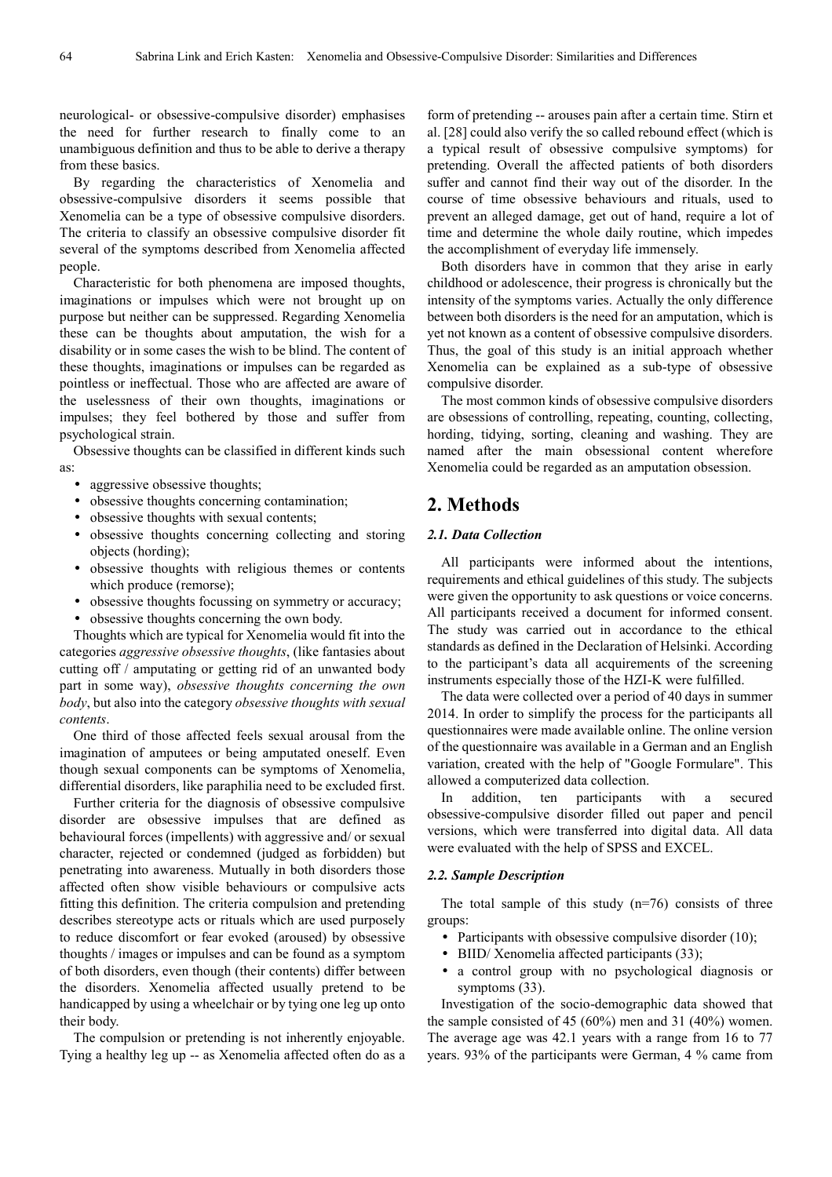neurological- or obsessive-compulsive disorder) emphasises the need for further research to finally come to an unambiguous definition and thus to be able to derive a therapy from these basics.

By regarding the characteristics of Xenomelia and obsessive-compulsive disorders it seems possible that Xenomelia can be a type of obsessive compulsive disorders. The criteria to classify an obsessive compulsive disorder fit several of the symptoms described from Xenomelia affected people.

Characteristic for both phenomena are imposed thoughts, imaginations or impulses which were not brought up on purpose but neither can be suppressed. Regarding Xenomelia these can be thoughts about amputation, the wish for a disability or in some cases the wish to be blind. The content of these thoughts, imaginations or impulses can be regarded as pointless or ineffectual. Those who are affected are aware of the uselessness of their own thoughts, imaginations or impulses; they feel bothered by those and suffer from psychological strain.

Obsessive thoughts can be classified in different kinds such as:

- aggressive obsessive thoughts;
- obsessive thoughts concerning contamination;
- obsessive thoughts with sexual contents;
- obsessive thoughts concerning collecting and storing objects (hording);
- obsessive thoughts with religious themes or contents which produce (remorse);
- obsessive thoughts focussing on symmetry or accuracy;
- obsessive thoughts concerning the own body.

Thoughts which are typical for Xenomelia would fit into the categories *aggressive obsessive thoughts*, (like fantasies about cutting off / amputating or getting rid of an unwanted body part in some way), *obsessive thoughts concerning the own body*, but also into the category *obsessive thoughts with sexual contents*.

One third of those affected feels sexual arousal from the imagination of amputees or being amputated oneself. Even though sexual components can be symptoms of Xenomelia, differential disorders, like paraphilia need to be excluded first.

Further criteria for the diagnosis of obsessive compulsive disorder are obsessive impulses that are defined as behavioural forces (impellents) with aggressive and/ or sexual character, rejected or condemned (judged as forbidden) but penetrating into awareness. Mutually in both disorders those affected often show visible behaviours or compulsive acts fitting this definition. The criteria compulsion and pretending describes stereotype acts or rituals which are used purposely to reduce discomfort or fear evoked (aroused) by obsessive thoughts / images or impulses and can be found as a symptom of both disorders, even though (their contents) differ between the disorders. Xenomelia affected usually pretend to be handicapped by using a wheelchair or by tying one leg up onto their body.

The compulsion or pretending is not inherently enjoyable. Tying a healthy leg up -- as Xenomelia affected often do as a form of pretending -- arouses pain after a certain time. Stirn et al. [28] could also verify the so called rebound effect (which is a typical result of obsessive compulsive symptoms) for pretending. Overall the affected patients of both disorders suffer and cannot find their way out of the disorder. In the course of time obsessive behaviours and rituals, used to prevent an alleged damage, get out of hand, require a lot of time and determine the whole daily routine, which impedes the accomplishment of everyday life immensely.

Both disorders have in common that they arise in early childhood or adolescence, their progress is chronically but the intensity of the symptoms varies. Actually the only difference between both disorders is the need for an amputation, which is yet not known as a content of obsessive compulsive disorders. Thus, the goal of this study is an initial approach whether Xenomelia can be explained as a sub-type of obsessive compulsive disorder.

The most common kinds of obsessive compulsive disorders are obsessions of controlling, repeating, counting, collecting, hording, tidying, sorting, cleaning and washing. They are named after the main obsessional content wherefore Xenomelia could be regarded as an amputation obsession.

## 2. Methods

### 2.1. Data Collection

All participants were informed about the intentions, requirements and ethical guidelines of this study. The subjects were given the opportunity to ask questions or voice concerns. All participants received a document for informed consent. The study was carried out in accordance to the ethical standards as defined in the Declaration of Helsinki. According to the participant's data all acquirements of the screening instruments especially those of the HZI-K were fulfilled.

The data were collected over a period of 40 days in summer 2014. In order to simplify the process for the participants all questionnaires were made available online. The online version of the questionnaire was available in a German and an English variation, created with the help of "Google Formulare". This allowed a computerized data collection.

In addition, ten participants with a secured obsessive-compulsive disorder filled out paper and pencil versions, which were transferred into digital data. All data were evaluated with the help of SPSS and EXCEL.

### 2.2. Sample Description

The total sample of this study (n=76) consists of three groups:

- Participants with obsessive compulsive disorder (10);
- BIID/ Xenomelia affected participants (33);
- a control group with no psychological diagnosis or symptoms (33).

Investigation of the socio-demographic data showed that the sample consisted of 45 (60%) men and 31 (40%) women. The average age was 42.1 years with a range from 16 to 77 years. 93% of the participants were German, 4 % came from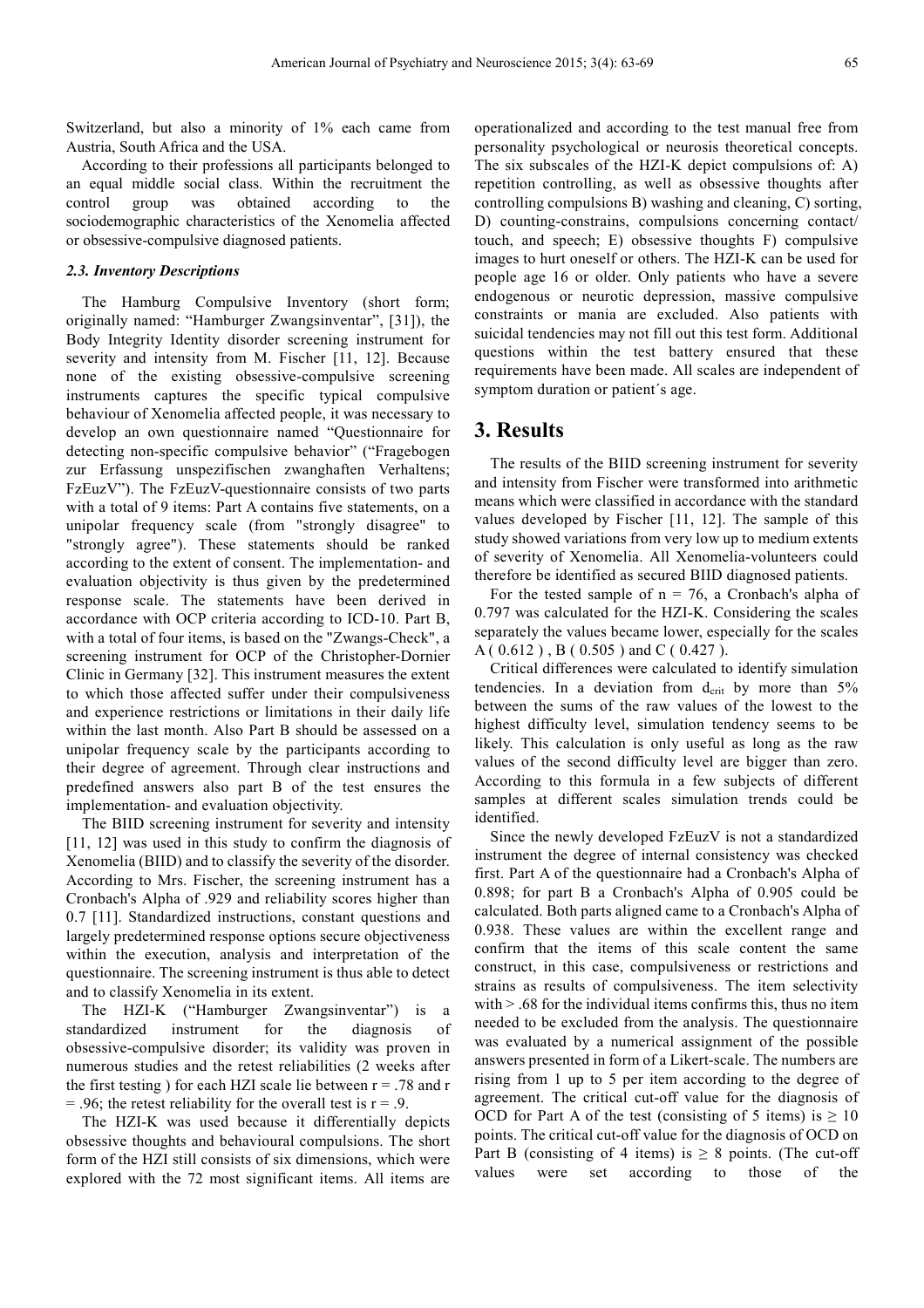Switzerland, but also a minority of 1% each came from Austria, South Africa and the USA.

According to their professions all participants belonged to an equal middle social class. Within the recruitment the control group was obtained according to the sociodemographic characteristics of the Xenomelia affected or obsessive-compulsive diagnosed patients.

### 2.3. Inventory Descriptions

The Hamburg Compulsive Inventory (short form; originally named: "Hamburger Zwangsinventar", [31]), the Body Integrity Identity disorder screening instrument for severity and intensity from M. Fischer [11, 12]. Because none of the existing obsessive-compulsive screening instruments captures the specific typical compulsive behaviour of Xenomelia affected people, it was necessary to develop an own questionnaire named "Questionnaire for detecting non-specific compulsive behavior" ("Fragebogen zur Erfassung unspezifischen zwanghaften Verhaltens; FzEuzV"). The FzEuzV-questionnaire consists of two parts with a total of 9 items: Part A contains five statements, on a unipolar frequency scale (from "strongly disagree" to "strongly agree"). These statements should be ranked according to the extent of consent. The implementation- and evaluation objectivity is thus given by the predetermined response scale. The statements have been derived in accordance with OCP criteria according to ICD-10. Part B, with a total of four items, is based on the "Zwangs-Check", a screening instrument for OCP of the Christopher-Dornier Clinic in Germany [32]. This instrument measures the extent to which those affected suffer under their compulsiveness and experience restrictions or limitations in their daily life within the last month. Also Part B should be assessed on a unipolar frequency scale by the participants according to their degree of agreement. Through clear instructions and predefined answers also part B of the test ensures the implementation- and evaluation objectivity.

The BIID screening instrument for severity and intensity [11, 12] was used in this study to confirm the diagnosis of Xenomelia (BIID) and to classify the severity of the disorder. According to Mrs. Fischer, the screening instrument has a Cronbach's Alpha of .929 and reliability scores higher than 0.7 [11]. Standardized instructions, constant questions and largely predetermined response options secure objectiveness within the execution, analysis and interpretation of the questionnaire. The screening instrument is thus able to detect and to classify Xenomelia in its extent.

The HZI-K ("Hamburger Zwangsinventar") is a standardized instrument for the diagnosis of obsessive-compulsive disorder; its validity was proven in numerous studies and the retest reliabilities (2 weeks after the first testing ) for each HZI scale lie between r = .78 and r = .96; the retest reliability for the overall test is r = .9.

The HZI-K was used because it differentially depicts obsessive thoughts and behavioural compulsions. The short form of the HZI still consists of six dimensions, which were explored with the 72 most significant items. All items are operationalized and according to the test manual free from personality psychological or neurosis theoretical concepts. The six subscales of the HZI-K depict compulsions of: A) repetition controlling, as well as obsessive thoughts after controlling compulsions B) washing and cleaning, C) sorting, D) counting-constrains, compulsions concerning contact/ touch, and speech; E) obsessive thoughts F) compulsive images to hurt oneself or others. The HZI-K can be used for people age 16 or older. Only patients who have a severe endogenous or neurotic depression, massive compulsive constraints or mania are excluded. Also patients with suicidal tendencies may not fill out this test form. Additional questions within the test battery ensured that these requirements have been made. All scales are independent of symptom duration or patient´s age.

## 3. Results

The results of the BIID screening instrument for severity and intensity from Fischer were transformed into arithmetic means which were classified in accordance with the standard values developed by Fischer [11, 12]. The sample of this study showed variations from very low up to medium extents of severity of Xenomelia. All Xenomelia-volunteers could therefore be identified as secured BIID diagnosed patients.

For the tested sample of n = 76, a Cronbach's alpha of 0.797 was calculated for the HZI-K. Considering the scales separately the values became lower, especially for the scales A ( 0.612 ) , B ( 0.505 ) and C ( 0.427 ).

Critical differences were calculated to identify simulation tendencies. In a deviation from $d_{crit}$ by more than 5% between the sums of the raw values of the lowest to the highest difficulty level, simulation tendency seems to be likely. This calculation is only useful as long as the raw values of the second difficulty level are bigger than zero. According to this formula in a few subjects of different samples at different scales simulation trends could be identified.

Since the newly developed FzEuzV is not a standardized instrument the degree of internal consistency was checked first. Part A of the questionnaire had a Cronbach's Alpha of 0.898; for part B a Cronbach's Alpha of 0.905 could be calculated. Both parts aligned came to a Cronbach's Alpha of 0.938. These values are within the excellent range and confirm that the items of this scale content the same construct, in this case, compulsiveness or restrictions and strains as results of compulsiveness. The item selectivity with > .68 for the individual items confirms this, thus no item needed to be excluded from the analysis. The questionnaire was evaluated by a numerical assignment of the possible answers presented in form of a Likert-scale. The numbers are rising from 1 up to 5 per item according to the degree of agreement. The critical cut-off value for the diagnosis of OCD for Part A of the test (consisting of 5 items) is ≥ 10 points. The critical cut-off value for the diagnosis of OCD on Part B (consisting of 4 items) is ≥ 8 points. (The cut-off values were set according to those of the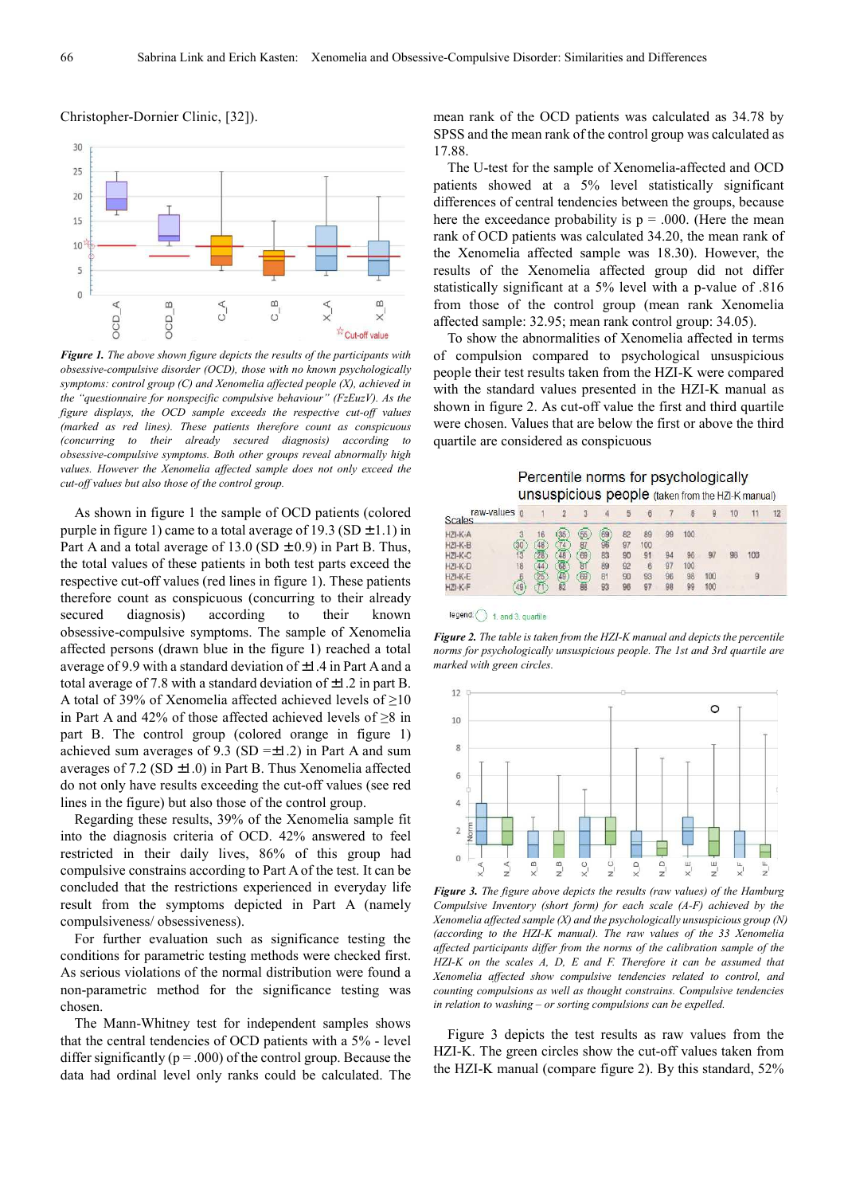Christopher-Dornier Clinic, [32]).

*Figure 1. The above shown figure depicts the results of the participants with obsessive-compulsive disorder (OCD), those with no known psychologically symptoms: control group (C) and Xenomelia affected people (X), achieved in the "questionnaire for nonspecific compulsive behaviour" (FzEuzV). As the figure displays, the OCD sample exceeds the respective cut-off values (marked as red lines). These patients therefore count as conspicuous (concurring to their already secured diagnosis) according to obsessive-compulsive symptoms. Both other groups reveal abnormally high values. However the Xenomelia affected sample does not only exceed the cut-off values but also those of the control group.*

As shown in figure 1 the sample of OCD patients (colored purple in figure 1) came to a total average of 19.3 (SD ±1.1) in Part A and a total average of 13.0 (SD ±0.9) in Part B. Thus, the total values of these patients in both test parts exceed the respective cut-off values (red lines in figure 1). These patients therefore count as conspicuous (concurring to their already secured diagnosis) according to their known obsessive-compulsive symptoms. The sample of Xenomelia affected persons (drawn blue in the figure 1) reached a total average of 9.9 with a standard deviation of ±1.4 in Part A and a total average of 7.8 with a standard deviation of ±1.2 in part B. A total of 39% of Xenomelia affected achieved levels of ≥10 in Part A and 42% of those affected achieved levels of ≥8 in part B. The control group (colored orange in figure 1) achieved sum averages of 9.3 (SD =±1.2) in Part A and sum averages of 7.2 (SD ±1.0) in Part B. Thus Xenomelia affected do not only have results exceeding the cut-off values (see red lines in the figure) but also those of the control group.

Regarding these results, 39% of the Xenomelia sample fit into the diagnosis criteria of OCD. 42% answered to feel restricted in their daily lives, 86% of this group had compulsive constrains according to Part A of the test. It can be concluded that the restrictions experienced in everyday life result from the symptoms depicted in Part A (namely compulsiveness/ obsessiveness).

For further evaluation such as significance testing the conditions for parametric testing methods were checked first. As serious violations of the normal distribution were found a non-parametric method for the significance testing was chosen.

The Mann-Whitney test for independent samples shows that the central tendencies of OCD patients with a 5% - level differ significantly (p = .000) of the control group. Because the data had ordinal level only ranks could be calculated. The mean rank of the OCD patients was calculated as 34.78 by SPSS and the mean rank of the control group was calculated as 17.88.

The U-test for the sample of Xenomelia-affected and OCD patients showed at a 5% level statistically significant differences of central tendencies between the groups, because here the exceedance probability is p = .000. (Here the mean rank of OCD patients was calculated 34.20, the mean rank of the Xenomelia affected sample was 18.30). However, the results of the Xenomelia affected group did not differ statistically significant at a 5% level with a p-value of .816 from those of the control group (mean rank Xenomelia affected sample: 32.95; mean rank control group: 34.05).

To show the abnormalities of Xenomelia affected in terms of compulsion compared to psychological unsuspicious people their test results taken from the HZI-K were compared with the standard values presented in the HZI-K manual as shown in figure 2. As cut-off value the first and third quartile were chosen. Values that are below the first or above the third quartile are considered as conspicuous

Percentile norms for psychologically unsuspicious people (taken from the HZI-K manual)

| Scales \ raw-values | 0 | 1 | 2 | 3 | 4 | 5 | 6 | 7 | 8 | 9 | 10 | 11 | 12 |
|---|---|---|---|---|---|---|---|---|---|---|---|---|---|
| HZI-K-A | 3 | 16 | 35 | 55 | 69 | 82 | 89 | 99 | 100 | | | | |
| HZI-K-B | 30 | 48 | 74 | 87 | 96 | 97 | 100 | | | | | | |
| HZI-K-C | 13 | 28 | 48 | 68 | 83 | 90 | 91 | 94 | 96 | 97 | 98 | 100 | |
| HZI-K-D | 18 | 44 | 65 | 81 | 89 | 92 | 6 | 97 | 100 | | | | |
| HZI-K-E | 6 | 25 | 49 | 68 | 81 | 90 | 93 | 96 | 98 | 100 | | 9 | |
| HZI-K-F | 49 | 71 | 82 | 88 | 93 | 96 | 97 | 98 | 99 | 100 | | | |

legend: ○ 1. and 3. quartile

*Figure 2. The table is taken from the HZI-K manual and depicts the percentile norms for psychologically unsuspicious people. The 1st and 3rd quartile are marked with green circles.*

*Figure 3. The figure above depicts the results (raw values) of the Hamburg Compulsive Inventory (short form) for each scale (A-F) achieved by the Xenomelia affected sample (X) and the psychologically unsuspicious group (N) (according to the HZI-K manual). The raw values of the 33 Xenomelia affected participants differ from the norms of the calibration sample of the HZI-K on the scales A, D, E and F. Therefore it can be assumed that Xenomelia affected show compulsive tendencies related to control, and counting compulsions as well as thought constrains. Compulsive tendencies in relation to washing – or sorting compulsions can be expelled.*

Figure 3 depicts the test results as raw values from the HZI-K. The green circles show the cut-off values taken from the HZI-K manual (compare figure 2). By this standard, 52%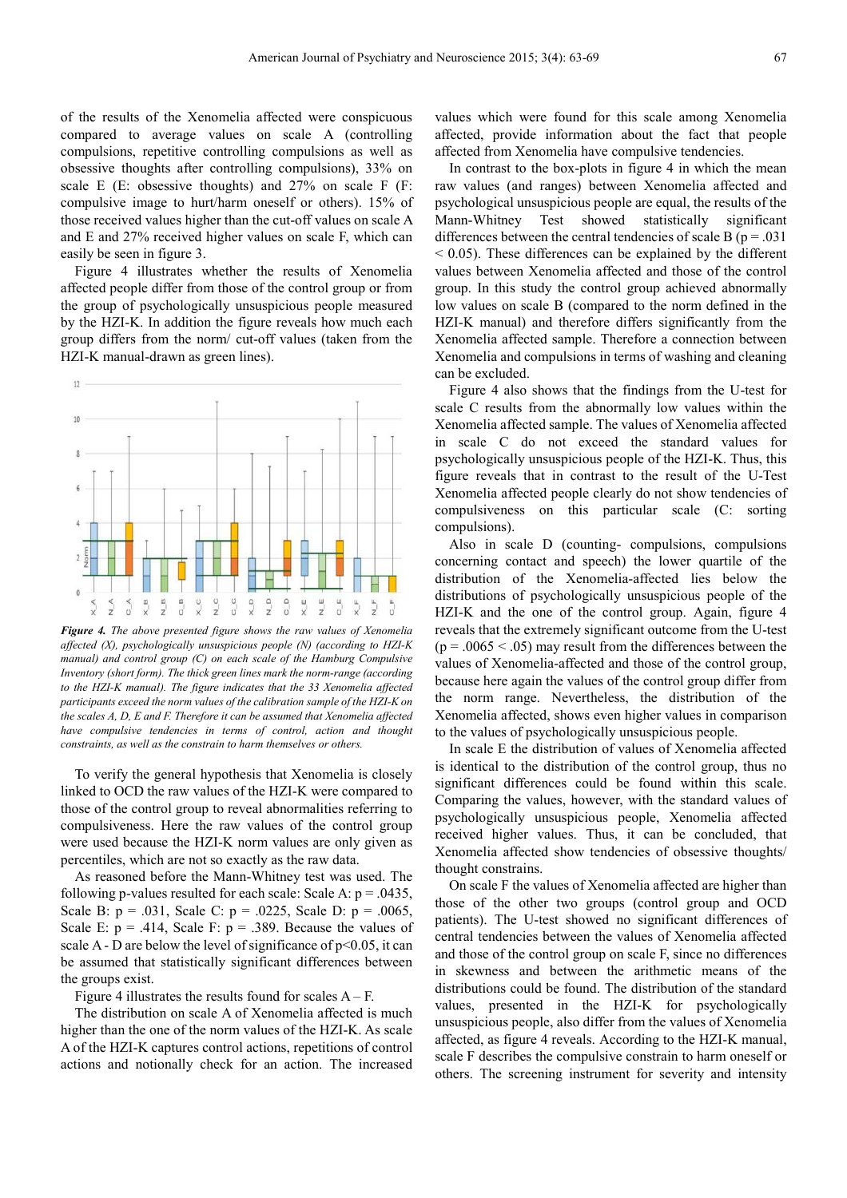of the results of the Xenomelia affected were conspicuous compared to average values on scale A (controlling compulsions, repetitive controlling compulsions as well as obsessive thoughts after controlling compulsions), 33% on scale E (E: obsessive thoughts) and 27% on scale F (F: compulsive image to hurt/harm oneself or others). 15% of those received values higher than the cut-off values on scale A and E and 27% received higher values on scale F, which can easily be seen in figure 3.

Figure 4 illustrates whether the results of Xenomelia affected people differ from those of the control group or from the group of psychologically unsuspicious people measured by the HZI-K. In addition the figure reveals how much each group differs from the norm/ cut-off values (taken from the HZI-K manual-drawn as green lines).

***Figure 4.*** *The above presented figure shows the raw values of Xenomelia affected (X), psychologically unsuspicious people (N) (according to HZI-K manual) and control group (C) on each scale of the Hamburg Compulsive Inventory (short form). The thick green lines mark the norm-range (according to the HZI-K manual). The figure indicates that the 33 Xenomelia affected participants exceed the norm values of the calibration sample of the HZI-K on the scales A, D, E and F. Therefore it can be assumed that Xenomelia affected have compulsive tendencies in terms of control, action and thought constraints, as well as the constrain to harm themselves or others.*

To verify the general hypothesis that Xenomelia is closely linked to OCD the raw values of the HZI-K were compared to those of the control group to reveal abnormalities referring to compulsiveness. Here the raw values of the control group were used because the HZI-K norm values are only given as percentiles, which are not so exactly as the raw data.

As reasoned before the Mann-Whitney test was used. The following p-values resulted for each scale: Scale A: $p = .0435$, Scale B: $p = .031$, Scale C: $p = .0225$, Scale D: $p = .0065$, Scale E: $p = .414$, Scale F: $p = .389$. Because the values of scale A - D are below the level of significance of $p<0.05$, it can be assumed that statistically significant differences between the groups exist.

Figure 4 illustrates the results found for scales A – F.

The distribution on scale A of Xenomelia affected is much higher than the one of the norm values of the HZI-K. As scale A of the HZI-K captures control actions, repetitions of control actions and notionally check for an action. The increased values which were found for this scale among Xenomelia affected, provide information about the fact that people affected from Xenomelia have compulsive tendencies.

In contrast to the box-plots in figure 4 in which the mean raw values (and ranges) between Xenomelia affected and psychological unsuspicious people are equal, the results of the Mann-Whitney Test showed statistically significant differences between the central tendencies of scale B ($p = .031 < 0.05$). These differences can be explained by the different values between Xenomelia affected and those of the control group. In this study the control group achieved abnormally low values on scale B (compared to the norm defined in the HZI-K manual) and therefore differs significantly from the Xenomelia affected sample. Therefore a connection between Xenomelia and compulsions in terms of washing and cleaning can be excluded.

Figure 4 also shows that the findings from the U-test for scale C results from the abnormally low values within the Xenomelia affected sample. The values of Xenomelia affected in scale C do not exceed the standard values for psychologically unsuspicious people of the HZI-K. Thus, this figure reveals that in contrast to the result of the U-Test Xenomelia affected people clearly do not show tendencies of compulsiveness on this particular scale (C: sorting compulsions).

Also in scale D (counting- compulsions, compulsions concerning contact and speech) the lower quartile of the distribution of the Xenomelia-affected lies below the distributions of psychologically unsuspicious people of the HZI-K and the one of the control group. Again, figure 4 reveals that the extremely significant outcome from the U-test ($p = .0065 < .05$) may result from the differences between the values of Xenomelia-affected and those of the control group, because here again the values of the control group differ from the norm range. Nevertheless, the distribution of the Xenomelia affected, shows even higher values in comparison to the values of psychologically unsuspicious people.

In scale E the distribution of values of Xenomelia affected is identical to the distribution of the control group, thus no significant differences could be found within this scale. Comparing the values, however, with the standard values of psychologically unsuspicious people, Xenomelia affected received higher values. Thus, it can be concluded, that Xenomelia affected show tendencies of obsessive thoughts/ thought constrains.

On scale F the values of Xenomelia affected are higher than those of the other two groups (control group and OCD patients). The U-test showed no significant differences of central tendencies between the values of Xenomelia affected and those of the control group on scale F, since no differences in skewness and between the arithmetic means of the distributions could be found. The distribution of the standard values, presented in the HZI-K for psychologically unsuspicious people, also differ from the values of Xenomelia affected, as figure 4 reveals. According to the HZI-K manual, scale F describes the compulsive constrain to harm oneself or others. The screening instrument for severity and intensity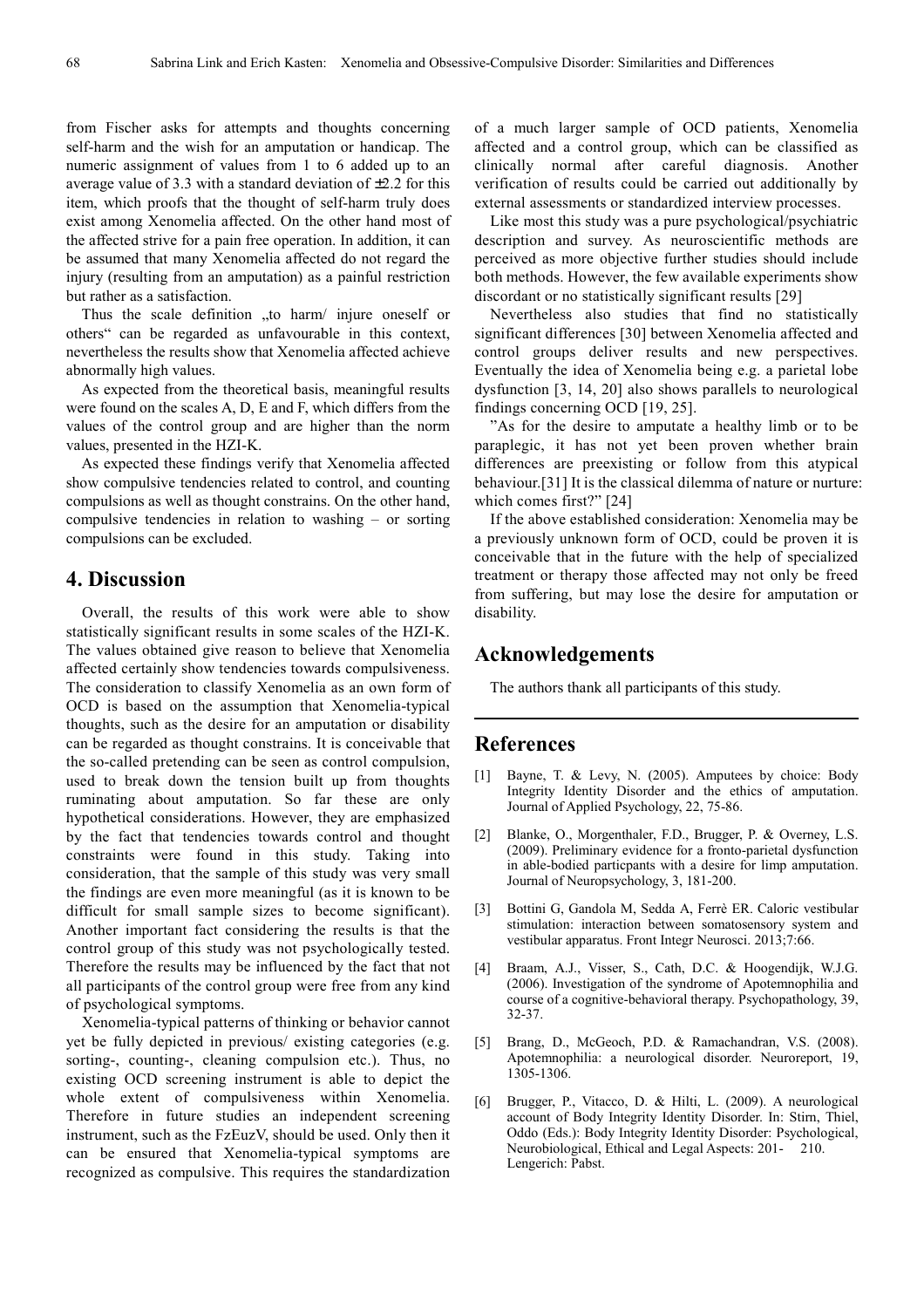from Fischer asks for attempts and thoughts concerning self-harm and the wish for an amputation or handicap. The numeric assignment of values from 1 to 6 added up to an average value of 3.3 with a standard deviation of ±2.2 for this item, which proofs that the thought of self-harm truly does exist among Xenomelia affected. On the other hand most of the affected strive for a pain free operation. In addition, it can be assumed that many Xenomelia affected do not regard the injury (resulting from an amputation) as a painful restriction but rather as a satisfaction.

Thus the scale definition „to harm/ injure oneself or others" can be regarded as unfavourable in this context, nevertheless the results show that Xenomelia affected achieve abnormally high values.

As expected from the theoretical basis, meaningful results were found on the scales A, D, E and F, which differs from the values of the control group and are higher than the norm values, presented in the HZI-K.

As expected these findings verify that Xenomelia affected show compulsive tendencies related to control, and counting compulsions as well as thought constrains. On the other hand, compulsive tendencies in relation to washing – or sorting compulsions can be excluded.

## 4. Discussion

Overall, the results of this work were able to show statistically significant results in some scales of the HZI-K. The values obtained give reason to believe that Xenomelia affected certainly show tendencies towards compulsiveness. The consideration to classify Xenomelia as an own form of OCD is based on the assumption that Xenomelia-typical thoughts, such as the desire for an amputation or disability can be regarded as thought constrains. It is conceivable that the so-called pretending can be seen as control compulsion, used to break down the tension built up from thoughts ruminating about amputation. So far these are only hypothetical considerations. However, they are emphasized by the fact that tendencies towards control and thought constraints were found in this study. Taking into consideration, that the sample of this study was very small the findings are even more meaningful (as it is known to be difficult for small sample sizes to become significant). Another important fact considering the results is that the control group of this study was not psychologically tested. Therefore the results may be influenced by the fact that not all participants of the control group were free from any kind of psychological symptoms.

Xenomelia-typical patterns of thinking or behavior cannot yet be fully depicted in previous/ existing categories (e.g. sorting-, counting-, cleaning compulsion etc.). Thus, no existing OCD screening instrument is able to depict the whole extent of compulsiveness within Xenomelia. Therefore in future studies an independent screening instrument, such as the FzEuzV, should be used. Only then it can be ensured that Xenomelia-typical symptoms are recognized as compulsive. This requires the standardization of a much larger sample of OCD patients, Xenomelia affected and a control group, which can be classified as clinically normal after careful diagnosis. Another verification of results could be carried out additionally by external assessments or standardized interview processes.

Like most this study was a pure psychological/psychiatric description and survey. As neuroscientific methods are perceived as more objective further studies should include both methods. However, the few available experiments show discordant or no statistically significant results [29]

Nevertheless also studies that find no statistically significant differences [30] between Xenomelia affected and control groups deliver results and new perspectives. Eventually the idea of Xenomelia being e.g. a parietal lobe dysfunction [3, 14, 20] also shows parallels to neurological findings concerning OCD [19, 25].

"As for the desire to amputate a healthy limb or to be paraplegic, it has not yet been proven whether brain differences are preexisting or follow from this atypical behaviour.[31] It is the classical dilemma of nature or nurture: which comes first?" [24]

If the above established consideration: Xenomelia may be a previously unknown form of OCD, could be proven it is conceivable that in the future with the help of specialized treatment or therapy those affected may not only be freed from suffering, but may lose the desire for amputation or disability.

## Acknowledgements

The authors thank all participants of this study.

## References

[1] Bayne, T. & Levy, N. (2005). Amputees by choice: Body Integrity Identity Disorder and the ethics of amputation. Journal of Applied Psychology, 22, 75-86.

[2] Blanke, O., Morgenthaler, F.D., Brugger, P. & Overney, L.S. (2009). Preliminary evidence for a fronto-parietal dysfunction in able-bodied particpants with a desire for limp amputation. Journal of Neuropsychology, 3, 181-200.

[3] Bottini G, Gandola M, Sedda A, Ferrè ER. Caloric vestibular stimulation: interaction between somatosensory system and vestibular apparatus. Front Integr Neurosci. 2013;7:66.

[4] Braam, A.J., Visser, S., Cath, D.C. & Hoogendijk, W.J.G. (2006). Investigation of the syndrome of Apotemnophilia and course of a cognitive-behavioral therapy. Psychopathology, 39, 32-37.

[5] Brang, D., McGeoch, P.D. & Ramachandran, V.S. (2008). Apotemnophilia: a neurological disorder. Neuroreport, 19, 1305-1306.

[6] Brugger, P., Vitacco, D. & Hilti, L. (2009). A neurological account of Body Integrity Identity Disorder. In: Stirn, Thiel, Oddo (Eds.): Body Integrity Identity Disorder: Psychological, Neurobiological, Ethical and Legal Aspects: 201- 210. Lengerich: Pabst.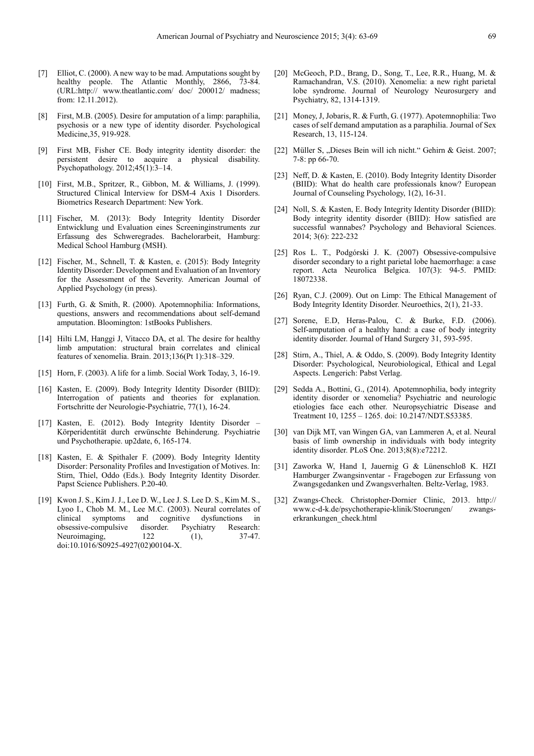[7] Elliot, C. (2000). A new way to be mad. Amputations sought by healthy people. The Atlantic Monthly, 2866, 73-84. (URL:http:// www.theatlantic.com/ doc/ 200012/ madness; from: 12.11.2012).

[8] First, M.B. (2005). Desire for amputation of a limp: paraphilia, psychosis or a new type of identity disorder. Psychological Medicine,35, 919-928.

[9] First MB, Fisher CE. Body integrity identity disorder: the persistent desire to acquire a physical disability. Psychopathology. 2012;45(1):3–14.

[10] First, M.B., Spritzer, R., Gibbon, M. & Williams, J. (1999). Structured Clinical Interview for DSM-4 Axis 1 Disorders. Biometrics Research Department: New York.

[11] Fischer, M. (2013): Body Integrity Identity Disorder Entwicklung und Evaluation eines Screeninginstruments zur Erfassung des Schweregrades. Bachelorarbeit, Hamburg: Medical School Hamburg (MSH).

[12] Fischer, M., Schnell, T. & Kasten, e. (2015): Body Integrity Identity Disorder: Development and Evaluation of an Inventory for the Assessment of the Severity. American Journal of Applied Psychology (in press).

[13] Furth, G. & Smith, R. (2000). Apotemnophilia: Informations, questions, answers and recommendations about self-demand amputation. Bloomington: 1stBooks Publishers.

[14] Hilti LM, Hanggi J, Vitacco DA, et al. The desire for healthy limb amputation: structural brain correlates and clinical features of xenomelia. Brain. 2013;136(Pt 1):318–329.

[15] Horn, F. (2003). A life for a limb. Social Work Today, 3, 16-19.

[16] Kasten, E. (2009). Body Integrity Identity Disorder (BIID): Interrogation of patients and theories for explanation. Fortschritte der Neurologie-Psychiatrie, 77(1), 16-24.

[17] Kasten, E. (2012). Body Integrity Identity Disorder – Körperidentität durch erwünschte Behinderung. Psychiatrie und Psychotherapie. up2date, 6, 165-174.

[18] Kasten, E. & Spithaler F. (2009). Body Integrity Identity Disorder: Personality Profiles and Investigation of Motives. In: Stirn, Thiel, Oddo (Eds.). Body Integrity Identity Disorder. Papst Science Publishers. P.20-40.

[19] Kwon J. S., Kim J. J., Lee D. W., Lee J. S. Lee D. S., Kim M. S., Lyoo I., Chob M. M., Lee M.C. (2003). Neural correlates of clinical symptoms and cognitive dysfunctions in obsessive-compulsive disorder. Psychiatry Research: Neuroimaging, 122 (1), 37-47. doi:10.1016/S0925-4927(02)00104-X.

[20] McGeoch, P.D., Brang, D., Song, T., Lee, R.R., Huang, M. & Ramachandran, V.S. (2010). Xenomelia: a new right parietal lobe syndrome. Journal of Neurology Neurosurgery and Psychiatry, 82, 1314-1319.

[21] Money, J, Jobaris, R. & Furth, G. (1977). Apotemnophilia: Two cases of self demand amputation as a paraphilia. Journal of Sex Research, 13, 115-124.

[22] Müller S, „Dieses Bein will ich nicht." Gehirn & Geist. 2007; 7-8: pp 66-70.

[23] Neff, D. & Kasten, E. (2010). Body Integrity Identity Disorder (BIID): What do health care professionals know? European Journal of Counseling Psychology, 1(2), 16-31.

[24] Noll, S. & Kasten, E. Body Integrity Identity Disorder (BIID): Body integrity identity disorder (BIID): How satisfied are successful wannabes? Psychology and Behavioral Sciences. 2014; 3(6): 222-232

[25] Ros L. T., Podgórski J. K. (2007) Obsessive-compulsive disorder secondary to a right parietal lobe haemorrhage: a case report. Acta Neurolica Belgica. 107(3): 94-5. PMID: 18072338.

[26] Ryan, C.J. (2009). Out on Limp: The Ethical Management of Body Integrity Identity Disorder. Neuroethics, 2(1), 21-33.

[27] Sorene, E.D, Heras-Palou, C. & Burke, F.D. (2006). Self-amputation of a healthy hand: a case of body integrity identity disorder. Journal of Hand Surgery 31, 593-595.

[28] Stirn, A., Thiel, A. & Oddo, S. (2009). Body Integrity Identity Disorder: Psychological, Neurobiological, Ethical and Legal Aspects. Lengerich: Pabst Verlag.

[29] Sedda A., Bottini, G., (2014). Apotemnophilia, body integrity identity disorder or xenomelia? Psychiatric and neurologic etiologies face each other. Neuropsychiatric Disease and Treatment 10, 1255 – 1265. doi: 10.2147/NDT.S53385.

[30] van Dijk MT, van Wingen GA, van Lammeren A, et al. Neural basis of limb ownership in individuals with body integrity identity disorder. PLoS One. 2013;8(8):e72212.

[31] Zaworka W, Hand I, Jauernig G & Lünenschloß K. HZI Hamburger Zwangsinventar - Fragebogen zur Erfassung von Zwangsgedanken und Zwangsverhalten. Beltz-Verlag, 1983.

[32] Zwangs-Check. Christopher-Dornier Clinic, 2013. http:// www.c-d-k.de/psychotherapie-klinik/Stoerungen/ zwangs-erkrankungen_check.html